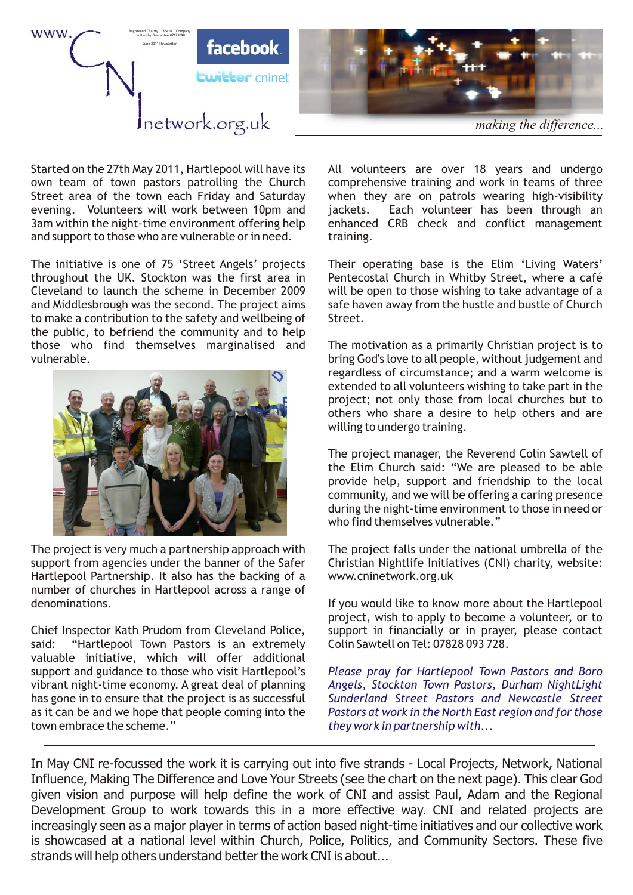www.CNInetwork.org.uk

Registered Charity 1136416 / Company Limited by Guarantee 07173090

June 2011 Newsletter

facebook

twitter cninet

*making the difference...*

Started on the 27th May 2011, Hartlepool will have its own team of town pastors patrolling the Church Street area of the town each Friday and Saturday evening. Volunteers will work between 10pm and 3am within the night-time environment offering help and support to those who are vulnerable or in need.

The initiative is one of 75 'Street Angels' projects throughout the UK. Stockton was the first area in Cleveland to launch the scheme in December 2009 and Middlesbrough was the second. The project aims to make a contribution to the safety and wellbeing of the public, to befriend the community and to help those who find themselves marginalised and vulnerable.

The project is very much a partnership approach with support from agencies under the banner of the Safer Hartlepool Partnership. It also has the backing of a number of churches in Hartlepool across a range of denominations.

Chief Inspector Kath Prudom from Cleveland Police, said: "Hartlepool Town Pastors is an extremely valuable initiative, which will offer additional support and guidance to those who visit Hartlepool's vibrant night-time economy. A great deal of planning has gone in to ensure that the project is as successful as it can be and we hope that people coming into the town embrace the scheme."

All volunteers are over 18 years and undergo comprehensive training and work in teams of three when they are on patrols wearing high-visibility jackets. Each volunteer has been through an enhanced CRB check and conflict management training.

Their operating base is the Elim 'Living Waters' Pentecostal Church in Whitby Street, where a café will be open to those wishing to take advantage of a safe haven away from the hustle and bustle of Church Street.

The motivation as a primarily Christian project is to bring God's love to all people, without judgement and regardless of circumstance; and a warm welcome is extended to all volunteers wishing to take part in the project; not only those from local churches but to others who share a desire to help others and are willing to undergo training.

The project manager, the Reverend Colin Sawtell of the Elim Church said: "We are pleased to be able provide help, support and friendship to the local community, and we will be offering a caring presence during the night-time environment to those in need or who find themselves vulnerable."

The project falls under the national umbrella of the Christian Nightlife Initiatives (CNI) charity, website: www.cninetwork.org.uk

If you would like to know more about the Hartlepool project, wish to apply to become a volunteer, or to support in financially or in prayer, please contact Colin Sawtell on Tel: 07828 093 728.

*Please pray for Hartlepool Town Pastors and Boro Angels, Stockton Town Pastors, Durham NightLight Sunderland Street Pastors and Newcastle Street Pastors at work in the North East region and for those they work in partnership with...*

---

In May CNI re-focussed the work it is carrying out into five strands - Local Projects, Network, National Influence, Making The Difference and Love Your Streets (see the chart on the next page). This clear God given vision and purpose will help define the work of CNI and assist Paul, Adam and the Regional Development Group to work towards this in a more effective way. CNI and related projects are increasingly seen as a major player in terms of action based night-time initiatives and our collective work is showcased at a national level within Church, Police, Politics, and Community Sectors. These five strands will help others understand better the work CNI is about...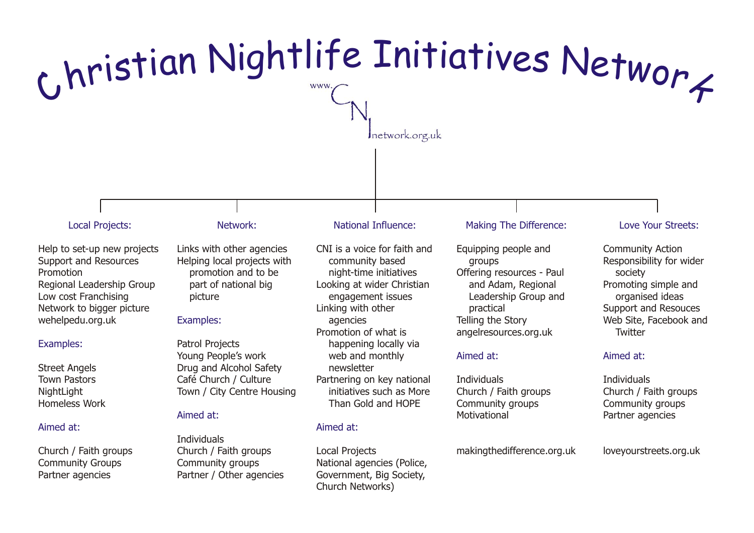# Christian Nightlife Initiatives Network

www.CNInetwork.org.uk

## Local Projects:

Help to set-up new projects
Support and Resources
Promotion
Regional Leadership Group
Low cost Franchising
Network to bigger picture
wehelpedu.org.uk

### Examples:

Street Angels
Town Pastors
NightLight
Homeless Work

### Aimed at:

Church / Faith groups
Community Groups
Partner agencies

## Network:

Links with other agencies
Helping local projects with promotion and to be part of national big picture

### Examples:

Patrol Projects
Young People's work
Drug and Alcohol Safety
Café Church / Culture
Town / City Centre Housing

### Aimed at:

Individuals
Church / Faith groups
Community groups
Partner / Other agencies

## National Influence:

CNI is a voice for faith and community based night-time initiatives
Looking at wider Christian engagement issues
Linking with other agencies
Promotion of what is happening locally via web and monthly newsletter
Partnering on key national initiatives such as More Than Gold and HOPE

### Aimed at:

Local Projects
National agencies (Police, Government, Big Society, Church Networks)

## Making The Difference:

Equipping people and groups
Offering resources - Paul and Adam, Regional Leadership Group and practical
Telling the Story
angelresources.org.uk

### Aimed at:

Individuals
Church / Faith groups
Community groups
Motivational

makingthedifference.org.uk

## Love Your Streets:

Community Action
Responsibility for wider society
Promoting simple and organised ideas
Support and Resouces
Web Site, Facebook and Twitter

### Aimed at:

Individuals
Church / Faith groups
Community groups
Partner agencies

loveyourstreets.org.uk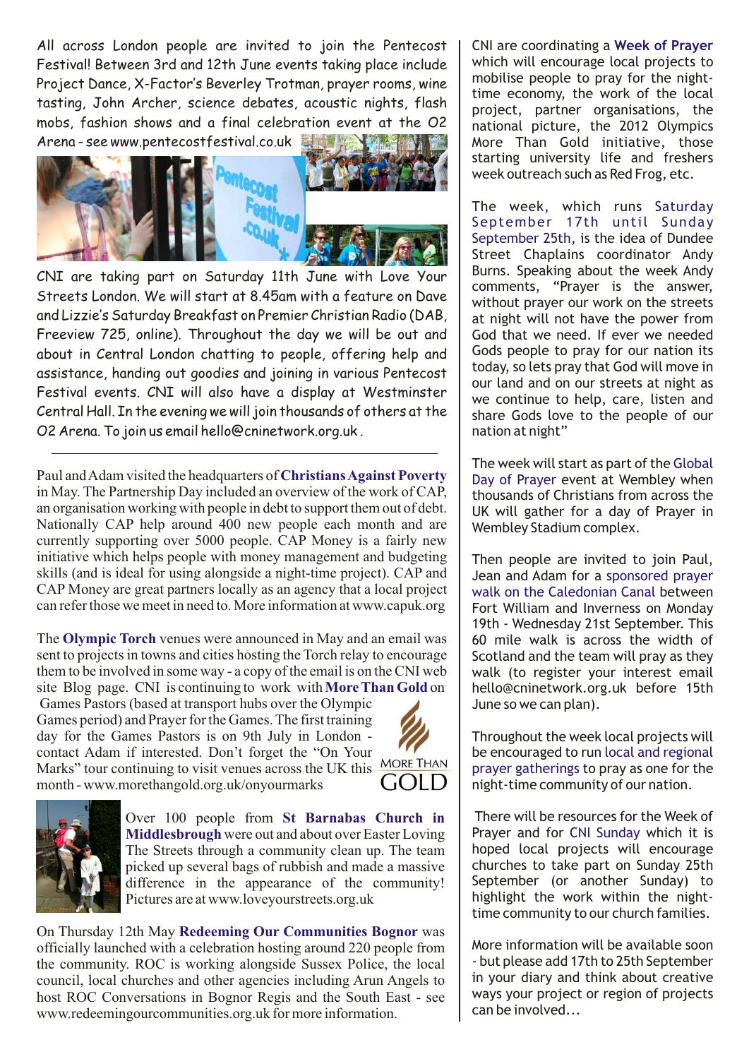All across London people are invited to join the Pentecost Festival! Between 3rd and 12th June events taking place include Project Dance, X-Factor's Beverley Trotman, prayer rooms, wine tasting, John Archer, science debates, acoustic nights, flash mobs, fashion shows and a final celebration event at the O2 Arena - see www.pentecostfestival.co.uk

CNI are taking part on Saturday 11th June with Love Your Streets London. We will start at 8.45am with a feature on Dave and Lizzie's Saturday Breakfast on Premier Christian Radio (DAB, Freeview 725, online). Throughout the day we will be out and about in Central London chatting to people, offering help and assistance, handing out goodies and joining in various Pentecost Festival events. CNI will also have a display at Westminster Central Hall. In the evening we will join thousands of others at the O2 Arena. To join us email hello@cninetwork.org.uk .

---

Paul and Adam visited the headquarters of **Christians Against Poverty** in May. The Partnership Day included an overview of the work of CAP, an organisation working with people in debt to support them out of debt. Nationally CAP help around 400 new people each month and are currently supporting over 5000 people. CAP Money is a fairly new initiative which helps people with money management and budgeting skills (and is ideal for using alongside a night-time project). CAP and CAP Money are great partners locally as an agency that a local project can refer those we meet in need to. More information at www.capuk.org

The **Olympic Torch** venues were announced in May and an email was sent to projects in towns and cities hosting the Torch relay to encourage them to be involved in some way - a copy of the email is on the CNI web site Blog page. CNI is continuing to work with **More Than Gold** on Games Pastors (based at transport hubs over the Olympic Games period) and Prayer for the Games. The first training day for the Games Pastors is on 9th July in London - contact Adam if interested. Don't forget the "On Your Marks" tour continuing to visit venues across the UK this month - www.morethangold.org.uk/onyourmarks

Over 100 people from **St Barnabas Church in Middlesbrough** were out and about over Easter Loving The Streets through a community clean up. The team picked up several bags of rubbish and made a massive difference in the appearance of the community! Pictures are at www.loveyourstreets.org.uk

On Thursday 12th May **Redeeming Our Communities Bognor** was officially launched with a celebration hosting around 220 people from the community. ROC is working alongside Sussex Police, the local council, local churches and other agencies including Arun Angels to host ROC Conversations in Bognor Regis and the South East - see www.redeemingourcommunities.org.uk for more information.

CNI are coordinating a **Week of Prayer** which will encourage local projects to mobilise people to pray for the night-time economy, the work of the local project, partner organisations, the national picture, the 2012 Olympics More Than Gold initiative, those starting university life and freshers week outreach such as Red Frog, etc.

The week, which runs Saturday September 17th until Sunday September 25th, is the idea of Dundee Street Chaplains coordinator Andy Burns. Speaking about the week Andy comments, "Prayer is the answer, without prayer our work on the streets at night will not have the power from God that we need. If ever we needed Gods people to pray for our nation its today, so lets pray that God will move in our land and on our streets at night as we continue to help, care, listen and share Gods love to the people of our nation at night"

The week will start as part of the Global Day of Prayer event at Wembley when thousands of Christians from across the UK will gather for a day of Prayer in Wembley Stadium complex.

Then people are invited to join Paul, Jean and Adam for a sponsored prayer walk on the Caledonian Canal between Fort William and Inverness on Monday 19th - Wednesday 21st September. This 60 mile walk is across the width of Scotland and the team will pray as they walk (to register your interest email hello@cninetwork.org.uk before 15th June so we can plan).

Throughout the week local projects will be encouraged to run local and regional prayer gatherings to pray as one for the night-time community of our nation.

There will be resources for the Week of Prayer and for CNI Sunday which it is hoped local projects will encourage churches to take part on Sunday 25th September (or another Sunday) to highlight the work within the night-time community to our church families.

More information will be available soon - but please add 17th to 25th September in your diary and think about creative ways your project or region of projects can be involved...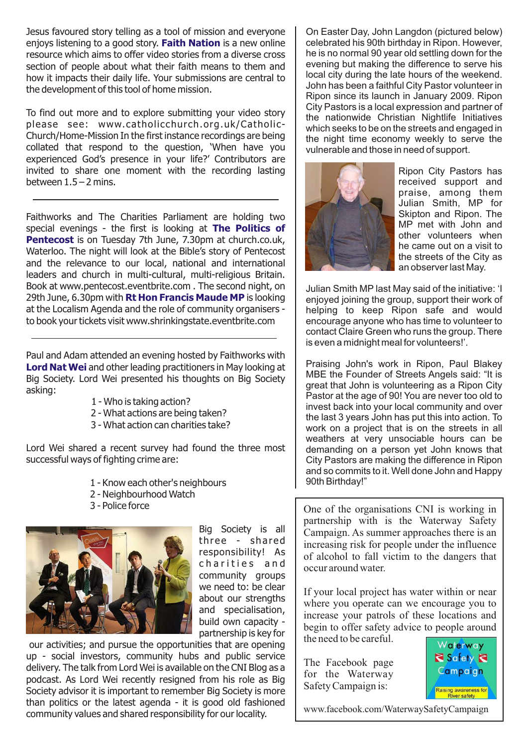Jesus favoured story telling as a tool of mission and everyone enjoys listening to a good story. **Faith Nation** is a new online resource which aims to offer video stories from a diverse cross section of people about what their faith means to them and how it impacts their daily life. Your submissions are central to the development of this tool of home mission.

To find out more and to explore submitting your video story please see: www.catholicchurch.org.uk/Catholic-Church/Home-Mission In the first instance recordings are being collated that respond to the question, 'When have you experienced God's presence in your life?' Contributors are invited to share one moment with the recording lasting between 1.5 – 2 mins.

---

Faithworks and The Charities Parliament are holding two special evenings - the first is looking at **The Politics of Pentecost** is on Tuesday 7th June, 7.30pm at church.co.uk, Waterloo. The night will look at the Bible's story of Pentecost and the relevance to our local, national and international leaders and church in multi-cultural, multi-religious Britain. Book at www.pentecost.eventbrite.com . The second night, on 29th June, 6.30pm with **Rt Hon Francis Maude MP** is looking at the Localism Agenda and the role of community organisers - to book your tickets visit www.shrinkingstate.eventbrite.com

---

Paul and Adam attended an evening hosted by Faithworks with **Lord Nat Wei** and other leading practitioners in May looking at Big Society. Lord Wei presented his thoughts on Big Society asking:

1 - Who is taking action?
2 - What actions are being taken?
3 - What action can charities take?

Lord Wei shared a recent survey had found the three most successful ways of fighting crime are:

1 - Know each other's neighbours
2 - Neighbourhood Watch
3 - Police force

Big Society is all three - shared responsibility! As charities and community groups we need to: be clear about our strengths and specialisation, build own capacity - partnership is key for our activities; and pursue the opportunities that are opening up - social investors, community hubs and public service delivery. The talk from Lord Wei is available on the CNI Blog as a podcast. As Lord Wei recently resigned from his role as Big Society advisor it is important to remember Big Society is more than politics or the latest agenda - it is good old fashioned community values and shared responsibility for our locality.

On Easter Day, John Langdon (pictured below) celebrated his 90th birthday in Ripon. However, he is no normal 90 year old settling down for the evening but making the difference to serve his local city during the late hours of the weekend. John has been a faithful City Pastor volunteer in Ripon since its launch in January 2009. Ripon City Pastors is a local expression and partner of the nationwide Christian Nightlife Initiatives which seeks to be on the streets and engaged in the night time economy weekly to serve the vulnerable and those in need of support.

Ripon City Pastors has received support and praise, among them Julian Smith, MP for Skipton and Ripon. The MP met with John and other volunteers when he came out on a visit to the streets of the City as an observer last May.

Julian Smith MP last May said of the initiative: 'I enjoyed joining the group, support their work of helping to keep Ripon safe and would encourage anyone who has time to volunteer to contact Claire Green who runs the group. There is even a midnight meal for volunteers!'.

Praising John's work in Ripon, Paul Blakey MBE the Founder of Streets Angels said: "It is great that John is volunteering as a Ripon City Pastor at the age of 90! You are never too old to invest back into your local community and over the last 3 years John has put this into action. To work on a project that is on the streets in all weathers at very unsociable hours can be demanding on a person yet John knows that City Pastors are making the difference in Ripon and so commits to it. Well done John and Happy 90th Birthday!"

---

One of the organisations CNI is working in partnership with is the Waterway Safety Campaign. As summer approaches there is an increasing risk for people under the influence of alcohol to fall victim to the dangers that occur around water.

If your local project has water within or near where you operate can we encourage you to increase your patrols of these locations and begin to offer safety advice to people around the need to be careful.

The Facebook page for the Waterway Safety Campaign is:

www.facebook.com/WaterwaySafetyCampaign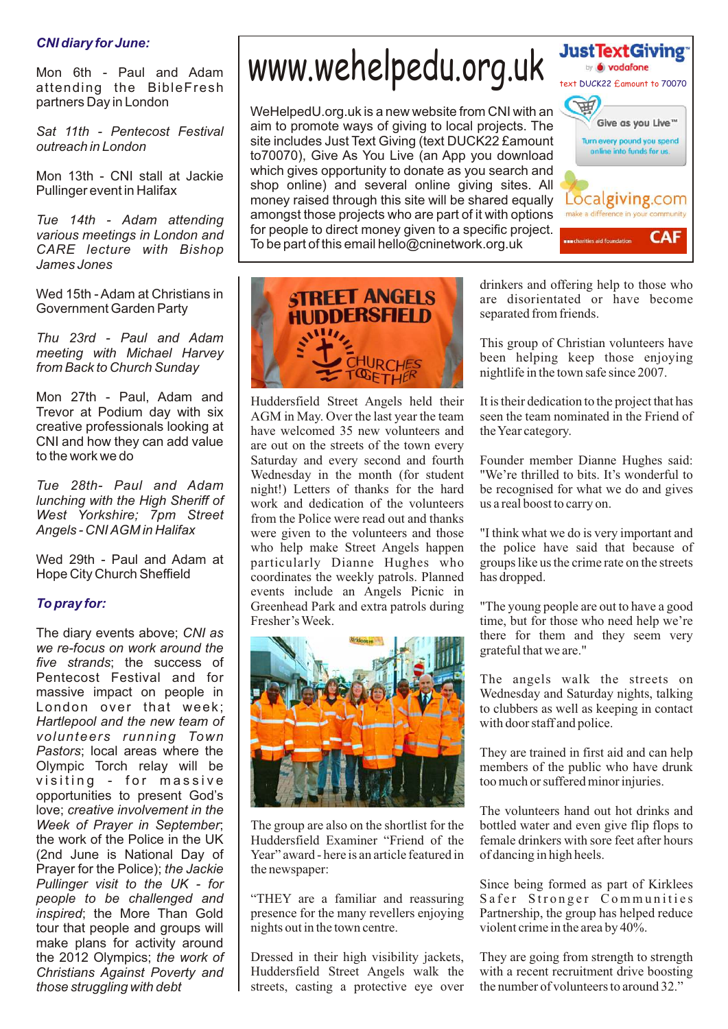### *CNI diary for June:*

Mon 6th - Paul and Adam attending the BibleFresh partners Day in London

*Sat 11th - Pentecost Festival outreach in London*

Mon 13th - CNI stall at Jackie Pullinger event in Halifax

*Tue 14th - Adam attending various meetings in London and CARE lecture with Bishop James Jones*

Wed 15th - Adam at Christians in Government Garden Party

*Thu 23rd - Paul and Adam meeting with Michael Harvey from Back to Church Sunday*

Mon 27th - Paul, Adam and Trevor at Podium day with six creative professionals looking at CNI and how they can add value to the work we do

*Tue 28th- Paul and Adam lunching with the High Sheriff of West Yorkshire; 7pm Street Angels - CNI AGM in Halifax*

Wed 29th - Paul and Adam at Hope City Church Sheffield

### *To pray for:*

The diary events above; *CNI as we re-focus on work around the five strands*; the success of Pentecost Festival and for massive impact on people in London over that week; *Hartlepool and the new team of volunteers running Town Pastors*; local areas where the Olympic Torch relay will be visiting - for massive opportunities to present God's love; *creative involvement in the Week of Prayer in September*; the work of the Police in the UK (2nd June is National Day of Prayer for the Police); *the Jackie Pullinger visit to the UK - for people to be challenged and inspired*; the More Than Gold tour that people and groups will make plans for activity around the 2012 Olympics; *the work of Christians Against Poverty and those struggling with debt*

# www.wehelpedu.org.uk

WeHelpedU.org.uk is a new website from CNI with an aim to promote ways of giving to local projects. The site includes Just Text Giving (text DUCK22 £amount to70070), Give As You Live (an App you download which gives opportunity to donate as you search and shop online) and several online giving sites. All money raised through this site will be shared equally amongst those projects who are part of it with options for people to direct money given to a specific project. To be part of this email hello@cninetwork.org.uk

JustTextGiving by vodafone — text DUCK22 £amount to 70070

Give as you Live™ — Turn every pound you spend online into funds for us.

Localgiving.com — make a difference in your community

CAF — charities aid foundation

Huddersfield Street Angels held their AGM in May. Over the last year the team have welcomed 35 new volunteers and are out on the streets of the town every Saturday and every second and fourth Wednesday in the month (for student night!) Letters of thanks for the hard work and dedication of the volunteers from the Police were read out and thanks were given to the volunteers and those who help make Street Angels happen particularly Dianne Hughes who coordinates the weekly patrols. Planned events include an Angels Picnic in Greenhead Park and extra patrols during Fresher's Week.

The group are also on the shortlist for the Huddersfield Examiner "Friend of the Year" award - here is an article featured in the newspaper:

"THEY are a familiar and reassuring presence for the many revellers enjoying nights out in the town centre.

Dressed in their high visibility jackets, Huddersfield Street Angels walk the streets, casting a protective eye over drinkers and offering help to those who are disorientated or have become separated from friends.

This group of Christian volunteers have been helping keep those enjoying nightlife in the town safe since 2007.

It is their dedication to the project that has seen the team nominated in the Friend of the Year category.

Founder member Dianne Hughes said: "We're thrilled to bits. It's wonderful to be recognised for what we do and gives us a real boost to carry on.

"I think what we do is very important and the police have said that because of groups like us the crime rate on the streets has dropped.

"The young people are out to have a good time, but for those who need help we're there for them and they seem very grateful that we are."

The angels walk the streets on Wednesday and Saturday nights, talking to clubbers as well as keeping in contact with door staff and police.

They are trained in first aid and can help members of the public who have drunk too much or suffered minor injuries.

The volunteers hand out hot drinks and bottled water and even give flip flops to female drinkers with sore feet after hours of dancing in high heels.

Since being formed as part of Kirklees Safer Stronger Communities Partnership, the group has helped reduce violent crime in the area by 40%.

They are going from strength to strength with a recent recruitment drive boosting the number of volunteers to around 32."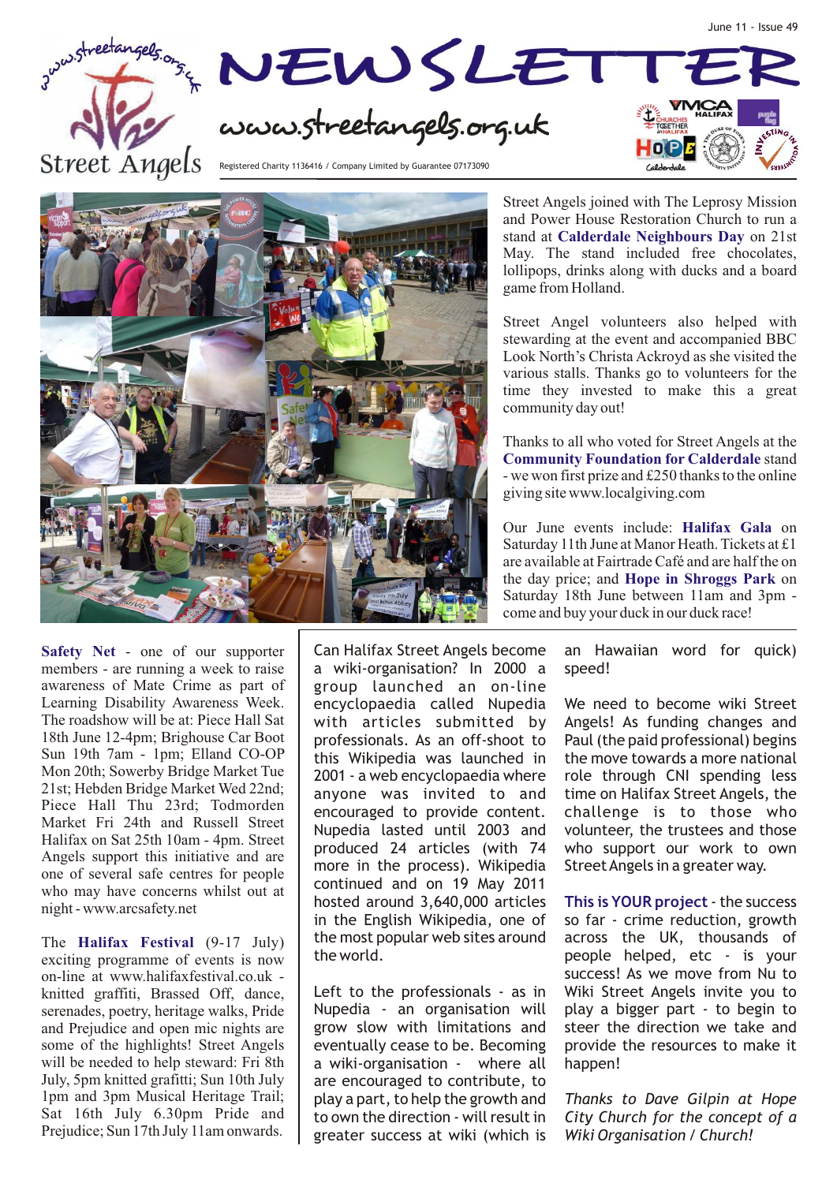June 11 - Issue 49

# NEWSLETTER

www.streetangels.org.uk

Street Angels

Registered Charity 1136416 / Company Limited by Guarantee 07173090

Street Angels joined with The Leprosy Mission and Power House Restoration Church to run a stand at **Calderdale Neighbours Day** on 21st May. The stand included free chocolates, lollipops, drinks along with ducks and a board game from Holland.

Street Angel volunteers also helped with stewarding at the event and accompanied BBC Look North's Christa Ackroyd as she visited the various stalls. Thanks go to volunteers for the time they invested to make this a great community day out!

Thanks to all who voted for Street Angels at the **Community Foundation for Calderdale** stand - we won first prize and £250 thanks to the online giving site www.localgiving.com

Our June events include: **Halifax Gala** on Saturday 11th June at Manor Heath. Tickets at £1 are available at Fairtrade Café and are half the on the day price; and **Hope in Shroggs Park** on Saturday 18th June between 11am and 3pm - come and buy your duck in our duck race!

**Safety Net** - one of our supporter members - are running a week to raise awareness of Mate Crime as part of Learning Disability Awareness Week. The roadshow will be at: Piece Hall Sat 18th June 12-4pm; Brighouse Car Boot Sun 19th 7am - 1pm; Elland CO-OP Mon 20th; Sowerby Bridge Market Tue 21st; Hebden Bridge Market Wed 22nd; Piece Hall Thu 23rd; Todmorden Market Fri 24th and Russell Street Halifax on Sat 25th 10am - 4pm. Street Angels support this initiative and are one of several safe centres for people who may have concerns whilst out at night - www.arcsafety.net

The **Halifax Festival** (9-17 July) exciting programme of events is now on-line at www.halifaxfestival.co.uk - knitted graffiti, Brassed Off, dance, serenades, poetry, heritage walks, Pride and Prejudice and open mic nights are some of the highlights! Street Angels will be needed to help steward: Fri 8th July, 5pm knitted grafitti; Sun 10th July 1pm and 3pm Musical Heritage Trail; Sat 16th July 6.30pm Pride and Prejudice; Sun 17th July 11am onwards.

Can Halifax Street Angels become a wiki-organisation? In 2000 a group launched an on-line encyclopaedia called Nupedia with articles submitted by professionals. As an off-shoot to this Wikipedia was launched in 2001 - a web encyclopaedia where anyone was invited to and encouraged to provide content. Nupedia lasted until 2003 and produced 24 articles (with 74 more in the process). Wikipedia continued and on 19 May 2011 hosted around 3,640,000 articles in the English Wikipedia, one of the most popular web sites around the world.

Left to the professionals - as in Nupedia - an organisation will grow slow with limitations and eventually cease to be. Becoming a wiki-organisation - where all are encouraged to contribute, to play a part, to help the growth and to own the direction - will result in greater success at wiki (which is an Hawaiian word for quick) speed!

We need to become wiki Street Angels! As funding changes and Paul (the paid professional) begins the move towards a more national role through CNI spending less time on Halifax Street Angels, the challenge is to those who volunteer, the trustees and those who support our work to own Street Angels in a greater way.

**This is YOUR project** - the success so far - crime reduction, growth across the UK, thousands of people helped, etc - is your success! As we move from Nu to Wiki Street Angels invite you to play a bigger part - to begin to steer the direction we take and provide the resources to make it happen!

*Thanks to Dave Gilpin at Hope City Church for the concept of a Wiki Organisation / Church!*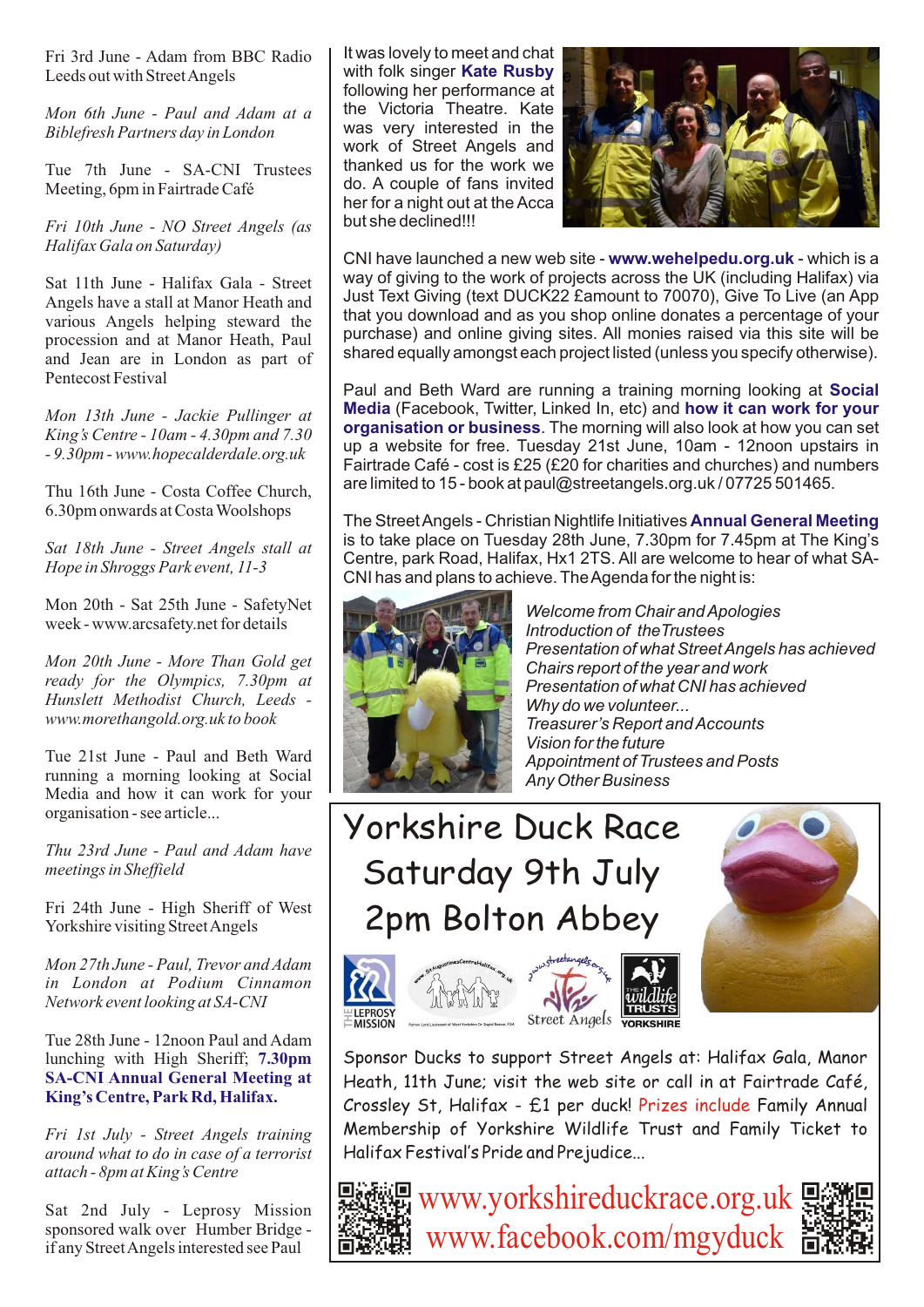Fri 3rd June - Adam from BBC Radio Leeds out with Street Angels

*Mon 6th June - Paul and Adam at a Biblefresh Partners day in London*

Tue 7th June - SA-CNI Trustees Meeting, 6pm in Fairtrade Café

*Fri 10th June - NO Street Angels (as Halifax Gala on Saturday)*

Sat 11th June - Halifax Gala - Street Angels have a stall at Manor Heath and various Angels helping steward the procession and at Manor Heath, Paul and Jean are in London as part of Pentecost Festival

*Mon 13th June - Jackie Pullinger at King's Centre - 10am - 4.30pm and 7.30 - 9.30pm - www.hopecalderdale.org.uk*

Thu 16th June - Costa Coffee Church, 6.30pm onwards at Costa Woolshops

*Sat 18th June - Street Angels stall at Hope in Shroggs Park event, 11-3*

Mon 20th - Sat 25th June - SafetyNet week - www.arcsafety.net for details

*Mon 20th June - More Than Gold get ready for the Olympics, 7.30pm at Hunslett Methodist Church, Leeds - www.morethangold.org.uk to book*

Tue 21st June - Paul and Beth Ward running a morning looking at Social Media and how it can work for your organisation - see article...

*Thu 23rd June - Paul and Adam have meetings in Sheffield*

Fri 24th June - High Sheriff of West Yorkshire visiting Street Angels

*Mon 27th June - Paul, Trevor and Adam in London at Podium Cinnamon Network event looking at SA-CNI*

Tue 28th June - 12noon Paul and Adam lunching with High Sheriff; **7.30pm SA-CNI Annual General Meeting at King's Centre, Park Rd, Halifax.**

*Fri 1st July - Street Angels training around what to do in case of a terrorist attach - 8pm at King's Centre*

Sat 2nd July - Leprosy Mission sponsored walk over Humber Bridge - if any Street Angels interested see Paul

It was lovely to meet and chat with folk singer **Kate Rusby** following her performance at the Victoria Theatre. Kate was very interested in the work of Street Angels and thanked us for the work we do. A couple of fans invited her for a night out at the Acca but she declined!!!

CNI have launched a new web site - **www.wehelpedu.org.uk** - which is a way of giving to the work of projects across the UK (including Halifax) via Just Text Giving (text DUCK22 £amount to 70070), Give To Live (an App that you download and as you shop online donates a percentage of your purchase) and online giving sites. All monies raised via this site will be shared equally amongst each project listed (unless you specify otherwise).

Paul and Beth Ward are running a training morning looking at **Social Media** (Facebook, Twitter, Linked In, etc) and **how it can work for your organisation or business**. The morning will also look at how you can set up a website for free. Tuesday 21st June, 10am - 12noon upstairs in Fairtrade Café - cost is £25 (£20 for charities and churches) and numbers are limited to 15 - book at paul@streetangels.org.uk / 07725 501465.

The Street Angels - Christian Nightlife Initiatives **Annual General Meeting** is to take place on Tuesday 28th June, 7.30pm for 7.45pm at The King's Centre, park Road, Halifax, Hx1 2TS. All are welcome to hear of what SA-CNI has and plans to achieve. The Agenda for the night is:

*Welcome from Chair and Apologies*
*Introduction of the Trustees*
*Presentation of what Street Angels has achieved*
*Chairs report of the year and work*
*Presentation of what CNI has achieved*
*Why do we volunteer...*
*Treasurer's Report and Accounts*
*Vision for the future*
*Appointment of Trustees and Posts*
*Any Other Business*

# Yorkshire Duck Race
## Saturday 9th July
## 2pm Bolton Abbey

Sponsor Ducks to support Street Angels at: Halifax Gala, Manor Heath, 11th June; visit the web site or call in at Fairtrade Café, Crossley St, Halifax - £1 per duck! Prizes include Family Annual Membership of Yorkshire Wildlife Trust and Family Ticket to Halifax Festival's Pride and Prejudice...

www.yorkshireduckrace.org.uk
www.facebook.com/mgyduck